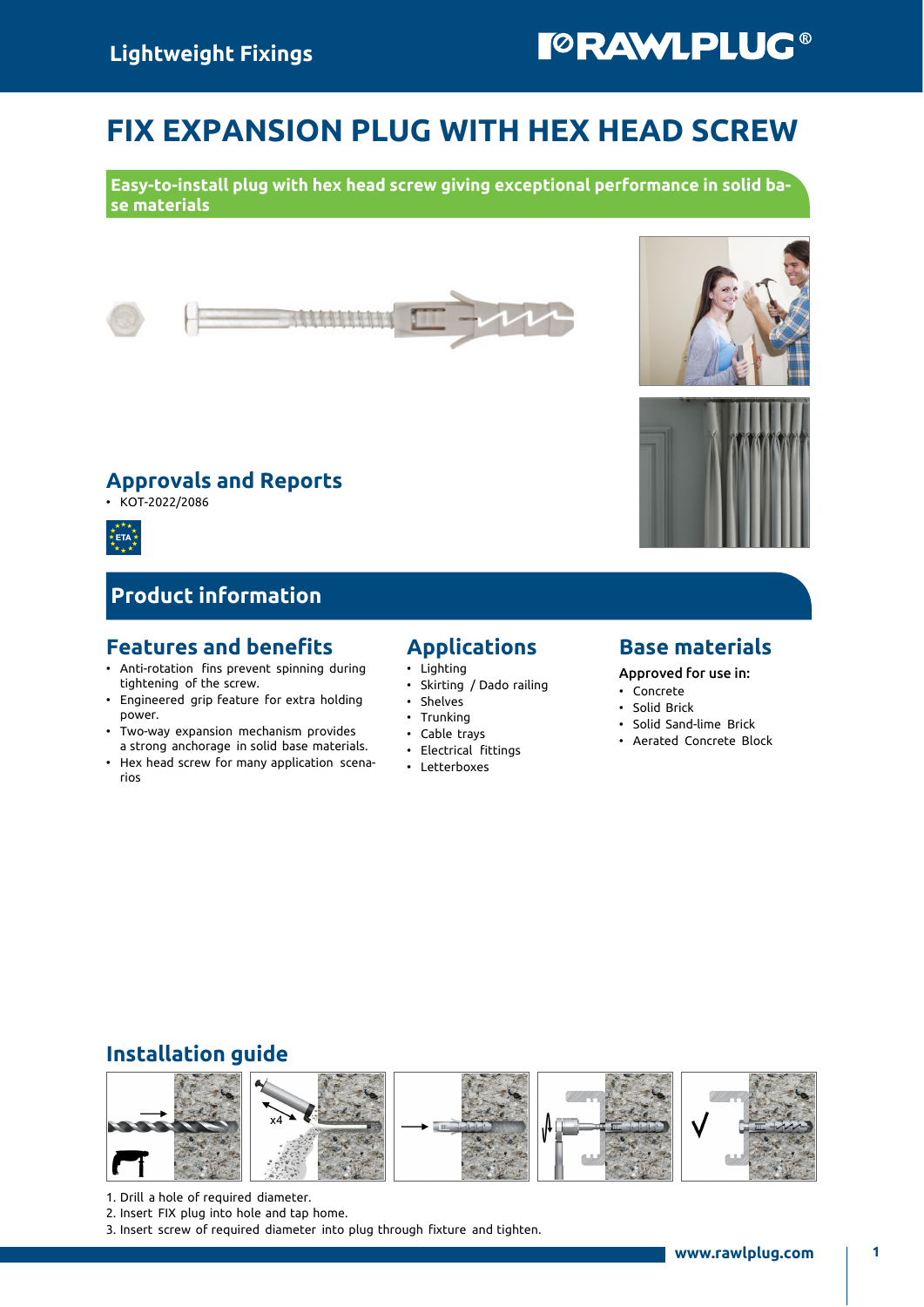Lightweight Fixings

RAWLPLUG®

# FIX EXPANSION PLUG WITH HEX HEAD SCREW

**Easy-to-install plug with hex head screw giving exceptional performance in solid base materials**

## Approvals and Reports

- KOT-2022/2086

ETA

## Product information

### Features and benefits

- Anti-rotation fins prevent spinning during tightening of the screw.
- Engineered grip feature for extra holding power.
- Two-way expansion mechanism provides a strong anchorage in solid base materials.
- Hex head screw for many application scenarios

### Applications

- Lighting
- Skirting / Dado railing
- Shelves
- Trunking
- Cable trays
- Electrical fittings
- Letterboxes

### Base materials

Approved for use in:

- Concrete
- Solid Brick
- Solid Sand-lime Brick
- Aerated Concrete Block

## Installation guide

x4

1. Drill a hole of required diameter.
2. Insert FIX plug into hole and tap home.
3. Insert screw of required diameter into plug through fixture and tighten.

www.rawlplug.com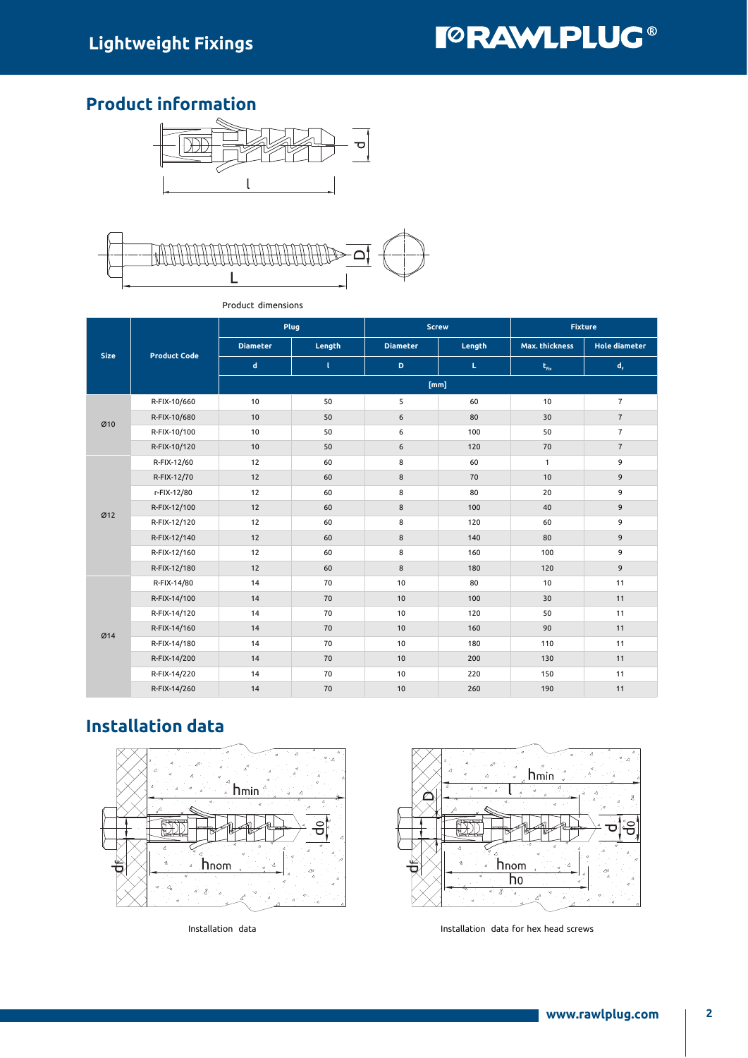## Product information

Product dimensions

| Size | Product Code | Plug | | Screw | | Fixture | |
|---|---|---|---|---|---|---|---|
| | | Diameter | Length | Diameter | Length | Max. thickness | Hole diameter |
| | | d | l | D | L | $t_{fix}$ | $d_f$ |
| | | [mm] | | | | | |
| Ø10 | R-FIX-10/660 | 10 | 50 | 5 | 60 | 10 | 7 |
| | R-FIX-10/680 | 10 | 50 | 6 | 80 | 30 | 7 |
| | R-FIX-10/100 | 10 | 50 | 6 | 100 | 50 | 7 |
| | R-FIX-10/120 | 10 | 50 | 6 | 120 | 70 | 7 |
| Ø12 | R-FIX-12/60 | 12 | 60 | 8 | 60 | 1 | 9 |
| | R-FIX-12/70 | 12 | 60 | 8 | 70 | 10 | 9 |
| | r-FIX-12/80 | 12 | 60 | 8 | 80 | 20 | 9 |
| | R-FIX-12/100 | 12 | 60 | 8 | 100 | 40 | 9 |
| | R-FIX-12/120 | 12 | 60 | 8 | 120 | 60 | 9 |
| | R-FIX-12/140 | 12 | 60 | 8 | 140 | 80 | 9 |
| | R-FIX-12/160 | 12 | 60 | 8 | 160 | 100 | 9 |
| | R-FIX-12/180 | 12 | 60 | 8 | 180 | 120 | 9 |
| Ø14 | R-FIX-14/80 | 14 | 70 | 10 | 80 | 10 | 11 |
| | R-FIX-14/100 | 14 | 70 | 10 | 100 | 30 | 11 |
| | R-FIX-14/120 | 14 | 70 | 10 | 120 | 50 | 11 |
| | R-FIX-14/160 | 14 | 70 | 10 | 160 | 90 | 11 |
| | R-FIX-14/180 | 14 | 70 | 10 | 180 | 110 | 11 |
| | R-FIX-14/200 | 14 | 70 | 10 | 200 | 130 | 11 |
| | R-FIX-14/220 | 14 | 70 | 10 | 220 | 150 | 11 |
| | R-FIX-14/260 | 14 | 70 | 10 | 260 | 190 | 11 |

## Installation data

Installation data

Installation data for hex head screws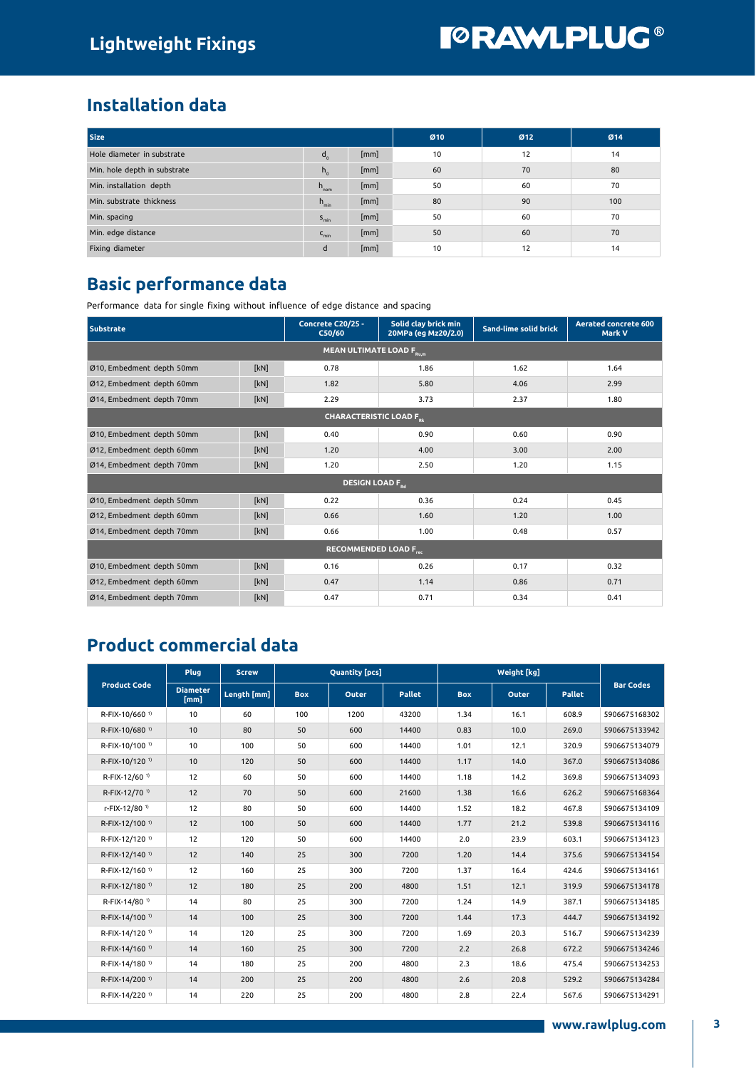## Installation data

| Size | | | Ø10 | Ø12 | Ø14 |
|---|---|---|---|---|---|
| Hole diameter in substrate | $d_o$ | [mm] | 10 | 12 | 14 |
| Min. hole depth in substrate | $h_o$ | [mm] | 60 | 70 | 80 |
| Min. installation depth | $h_{nom}$ | [mm] | 50 | 60 | 70 |
| Min. substrate thickness | $h_{min}$ | [mm] | 80 | 90 | 100 |
| Min. spacing | $s_{min}$ | [mm] | 50 | 60 | 70 |
| Min. edge distance | $c_{min}$ | [mm] | 50 | 60 | 70 |
| Fixing diameter | d | [mm] | 10 | 12 | 14 |

## Basic performance data

Performance data for single fixing without influence of edge distance and spacing

| Substrate | | Concrete C20/25 - C50/60 | Solid clay brick min 20MPa (eg Mz20/2.0) | Sand-lime solid brick | Aerated concrete 600 Mark V |
|---|---|---|---|---|---|
| **MEAN ULTIMATE LOAD $F_{Ru,m}$** | | | | | |
| Ø10, Embedment depth 50mm | [kN] | 0.78 | 1.86 | 1.62 | 1.64 |
| Ø12, Embedment depth 60mm | [kN] | 1.82 | 5.80 | 4.06 | 2.99 |
| Ø14, Embedment depth 70mm | [kN] | 2.29 | 3.73 | 2.37 | 1.80 |
| **CHARACTERISTIC LOAD $F_{Rk}$** | | | | | |
| Ø10, Embedment depth 50mm | [kN] | 0.40 | 0.90 | 0.60 | 0.90 |
| Ø12, Embedment depth 60mm | [kN] | 1.20 | 4.00 | 3.00 | 2.00 |
| Ø14, Embedment depth 70mm | [kN] | 1.20 | 2.50 | 1.20 | 1.15 |
| **DESIGN LOAD $F_{Rd}$** | | | | | |
| Ø10, Embedment depth 50mm | [kN] | 0.22 | 0.36 | 0.24 | 0.45 |
| Ø12, Embedment depth 60mm | [kN] | 0.66 | 1.60 | 1.20 | 1.00 |
| Ø14, Embedment depth 70mm | [kN] | 0.66 | 1.00 | 0.48 | 0.57 |
| **RECOMMENDED LOAD $F_{rec}$** | | | | | |
| Ø10, Embedment depth 50mm | [kN] | 0.16 | 0.26 | 0.17 | 0.32 |
| Ø12, Embedment depth 60mm | [kN] | 0.47 | 1.14 | 0.86 | 0.71 |
| Ø14, Embedment depth 70mm | [kN] | 0.47 | 0.71 | 0.34 | 0.41 |

## Product commercial data

| Product Code | Plug | Screw | Quantity [pcs] | | | Weight [kg] | | | Bar Codes |
|---|---|---|---|---|---|---|---|---|---|
| | Diameter [mm] | Length [mm] | Box | Outer | Pallet | Box | Outer | Pallet | |
| R-FIX-10/660 [1] | 10 | 60 | 100 | 1200 | 43200 | 1.34 | 16.1 | 608.9 | 5906675168302 |
| R-FIX-10/680 [1] | 10 | 80 | 50 | 600 | 14400 | 0.83 | 10.0 | 269.0 | 5906675133942 |
| R-FIX-10/100 [1] | 10 | 100 | 50 | 600 | 14400 | 1.01 | 12.1 | 320.9 | 5906675134079 |
| R-FIX-10/120 [1] | 10 | 120 | 50 | 600 | 14400 | 1.17 | 14.0 | 367.0 | 5906675134086 |
| R-FIX-12/60 [1] | 12 | 60 | 50 | 600 | 14400 | 1.18 | 14.2 | 369.8 | 5906675134093 |
| R-FIX-12/70 [1] | 12 | 70 | 50 | 600 | 21600 | 1.38 | 16.6 | 626.2 | 5906675168364 |
| r-FIX-12/80 [1] | 12 | 80 | 50 | 600 | 14400 | 1.52 | 18.2 | 467.8 | 5906675134109 |
| R-FIX-12/100 [1] | 12 | 100 | 50 | 600 | 14400 | 1.77 | 21.2 | 539.8 | 5906675134116 |
| R-FIX-12/120 [1] | 12 | 120 | 50 | 600 | 14400 | 2.0 | 23.9 | 603.1 | 5906675134123 |
| R-FIX-12/140 [1] | 12 | 140 | 25 | 300 | 7200 | 1.20 | 14.4 | 375.6 | 5906675134154 |
| R-FIX-12/160 [1] | 12 | 160 | 25 | 300 | 7200 | 1.37 | 16.4 | 424.6 | 5906675134161 |
| R-FIX-12/180 [1] | 12 | 180 | 25 | 200 | 4800 | 1.51 | 12.1 | 319.9 | 5906675134178 |
| R-FIX-14/80 [1] | 14 | 80 | 25 | 300 | 7200 | 1.24 | 14.9 | 387.1 | 5906675134185 |
| R-FIX-14/100 [1] | 14 | 100 | 25 | 300 | 7200 | 1.44 | 17.3 | 444.7 | 5906675134192 |
| R-FIX-14/120 [1] | 14 | 120 | 25 | 300 | 7200 | 1.69 | 20.3 | 516.7 | 5906675134239 |
| R-FIX-14/160 [1] | 14 | 160 | 25 | 300 | 7200 | 2.2 | 26.8 | 672.2 | 5906675134246 |
| R-FIX-14/180 [1] | 14 | 180 | 25 | 200 | 4800 | 2.3 | 18.6 | 475.4 | 5906675134253 |
| R-FIX-14/200 [1] | 14 | 200 | 25 | 200 | 4800 | 2.6 | 20.8 | 529.2 | 5906675134284 |
| R-FIX-14/220 [1] | 14 | 220 | 25 | 200 | 4800 | 2.8 | 22.4 | 567.6 | 5906675134291 |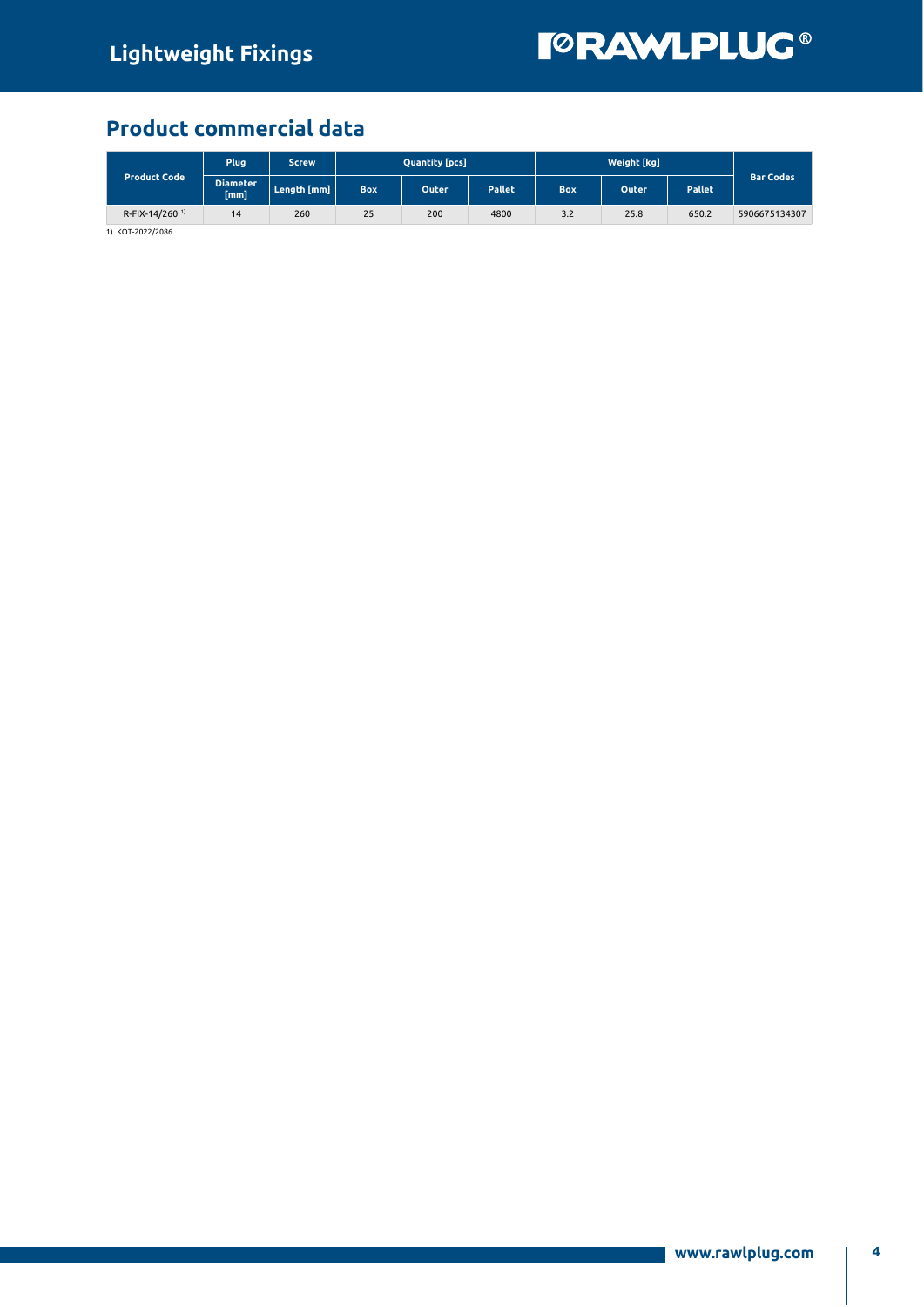## Product commercial data

| Product Code | Plug | Screw | Quantity [pcs] | | | Weight [kg] | | | Bar Codes |
|---|---|---|---|---|---|---|---|---|---|
| | Diameter [mm] | Length [mm] | Box | Outer | Pallet | Box | Outer | Pallet | |
| R-FIX-14/260 [1] | 14 | 260 | 25 | 200 | 4800 | 3.2 | 25.8 | 650.2 | 5906675134307 |

1) KOT-2022/2086